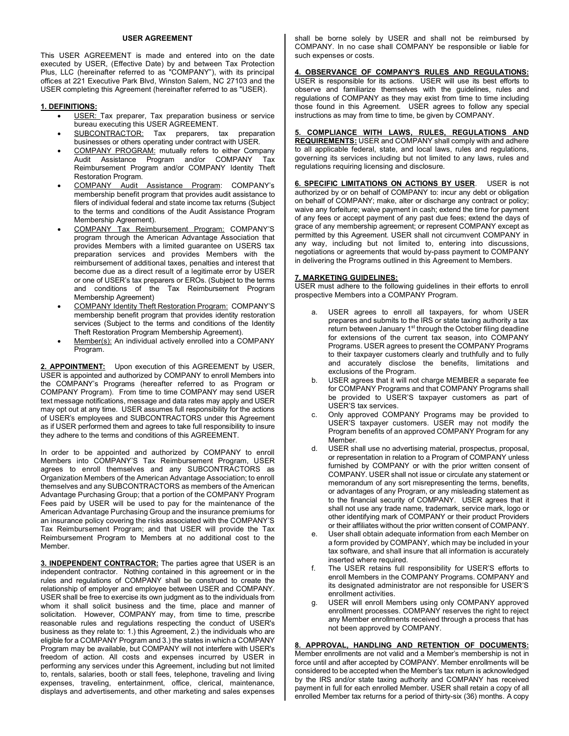# USER AGREEMENT

This USER AGREEMENT is made and entered into on the date executed by USER, (Effective Date) by and between Tax Protection Plus, LLC (hereinafter referred to as "COMPANY"), with its principal offices at 221 Executive Park Blvd, Winston Salem, NC 27103 and the USER completing this Agreement (hereinafter referred to as "USER).

**1. DEFINITIONS:**

- USER: Tax preparer, Tax preparation business or service bureau executing this USER AGREEMENT.
- SUBCONTRACTOR: Tax preparers, tax preparation businesses or others operating under contract with USER.
- COMPANY PROGRAM: mutually refers to either Company Audit Assistance Program and/or COMPANY Tax Reimbursement Program and/or COMPANY Identity Theft Restoration Program.
- COMPANY Audit Assistance Program: COMPANY's membership benefit program that provides audit assistance to filers of individual federal and state income tax returns (Subject to the terms and conditions of the Audit Assistance Program Membership Agreement).
- COMPANY Tax Reimbursement Program: COMPANY'S program through the American Advantage Association that provides Members with a limited guarantee on USERS tax preparation services and provides Members with the reimbursement of additional taxes, penalties and interest that become due as a direct result of a legitimate error by USER or one of USER's tax preparers or EROs. (Subject to the terms and conditions of the Tax Reimbursement Program Membership Agreement)
- COMPANY Identity Theft Restoration Program: COMPANY'S membership benefit program that provides identity restoration services (Subject to the terms and conditions of the Identity Theft Restoration Program Membership Agreement).
- Member(s): An individual actively enrolled into a COMPANY Program.

**2. APPOINTMENT:** Upon execution of this AGREEMENT by USER, USER is appointed and authorized by COMPANY to enroll Members into the COMPANY's Programs (hereafter referred to as Program or COMPANY Program). From time to time COMPANY may send USER text message notifications, message and data rates may apply and USER may opt out at any time. USER assumes full responsibility for the actions of USER's employees and SUBCONTRACTORS under this Agreement as if USER performed them and agrees to take full responsibility to insure they adhere to the terms and conditions of this AGREEMENT.

In order to be appointed and authorized by COMPANY to enroll Members into COMPANY'S Tax Reimbursement Program, USER agrees to enroll themselves and any SUBCONTRACTORS as Organization Members of the American Advantage Association; to enroll themselves and any SUBCONTRACTORS as members of the American Advantage Purchasing Group; that a portion of the COMPANY Program Fees paid by USER will be used to pay for the maintenance of the American Advantage Purchasing Group and the insurance premiums for an insurance policy covering the risks associated with the COMPANY'S Tax Reimbursement Program; and that USER will provide the Tax Reimbursement Program to Members at no additional cost to the Member.

**3. INDEPENDENT CONTRACTOR:** The parties agree that USER is an independent contractor. Nothing contained in this agreement or in the rules and regulations of COMPANY shall be construed to create the relationship of employer and employee between USER and COMPANY. USER shall be free to exercise its own judgment as to the individuals from whom it shall solicit business and the time, place and manner of solicitation. However, COMPANY may, from time to time, prescribe reasonable rules and regulations respecting the conduct of USER's business as they relate to: 1.) this Agreement, 2.) the individuals who are eligible for a COMPANY Program and 3.) the states in which a COMPANY Program may be available, but COMPANY will not interfere with USER's freedom of action. All costs and expenses incurred by USER in performing any services under this Agreement, including but not limited to, rentals, salaries, booth or stall fees, telephone, traveling and living expenses, traveling, entertainment, office, clerical, maintenance, displays and advertisements, and other marketing and sales expenses shall be borne solely by USER and shall not be reimbursed by COMPANY. In no case shall COMPANY be responsible or liable for such expenses or costs.

**4. OBSERVANCE OF COMPANY'S RULES AND REGULATIONS:** USER is responsible for its actions. USER will use its best efforts to observe and familiarize themselves with the guidelines, rules and regulations of COMPANY as they may exist from time to time including those found in this Agreement. USER agrees to follow any special instructions as may from time to time, be given by COMPANY.

**5. COMPLIANCE WITH LAWS, RULES, REGULATIONS AND REQUIREMENTS:** USER and COMPANY shall comply with and adhere to all applicable federal, state, and local laws, rules and regulations, governing its services including but not limited to any laws, rules and regulations requiring licensing and disclosure.

**6. SPECIFIC LIMITATIONS ON ACTIONS BY USER**. USER is not authorized by or on behalf of COMPANY to: incur any debt or obligation on behalf of COMPANY; make, alter or discharge any contract or policy; waive any forfeiture; waive payment in cash; extend the time for payment of any fees or accept payment of any past due fees; extend the days of grace of any membership agreement; or represent COMPANY except as permitted by this Agreement. USER shall not circumvent COMPANY in any way, including but not limited to, entering into discussions, negotiations or agreements that would by-pass payment to COMPANY in delivering the Programs outlined in this Agreement to Members.

**7. MARKETING GUIDELINES:**
USER must adhere to the following guidelines in their efforts to enroll prospective Members into a COMPANY Program.

a. USER agrees to enroll all taxpayers, for whom USER prepares and submits to the IRS or state taxing authority a tax return between January 1st through the October filing deadline for extensions of the current tax season, into COMPANY Programs. USER agrees to present the COMPANY Programs to their taxpayer customers clearly and truthfully and to fully and accurately disclose the benefits, limitations and exclusions of the Program.

b. USER agrees that it will not charge MEMBER a separate fee for COMPANY Programs and that COMPANY Programs shall be provided to USER'S taxpayer customers as part of USER'S tax services.

c. Only approved COMPANY Programs may be provided to USER'S taxpayer customers. USER may not modify the Program benefits of an approved COMPANY Program for any Member.

d. USER shall use no advertising material, prospectus, proposal, or representation in relation to a Program of COMPANY unless furnished by COMPANY or with the prior written consent of COMPANY. USER shall not issue or circulate any statement or memorandum of any sort misrepresenting the terms, benefits, or advantages of any Program, or any misleading statement as to the financial security of COMPANY. USER agrees that it shall not use any trade name, trademark, service mark, logo or other identifying mark of COMPANY or their product Providers or their affiliates without the prior written consent of COMPANY.

e. User shall obtain adequate information from each Member on a form provided by COMPANY, which may be included in your tax software, and shall insure that all information is accurately inserted where required.

f. The USER retains full responsibility for USER'S efforts to enroll Members in the COMPANY Programs. COMPANY and its designated administrator are not responsible for USER'S enrollment activities.

g. USER will enroll Members using only COMPANY approved enrollment processes. COMPANY reserves the right to reject any Member enrollments received through a process that has not been approved by COMPANY.

**8. APPROVAL, HANDLING AND RETENTION OF DOCUMENTS:** Member enrollments are not valid and a Member's membership is not in force until and after accepted by COMPANY. Member enrollments will be considered to be accepted when the Member's tax return is acknowledged by the IRS and/or state taxing authority and COMPANY has received payment in full for each enrolled Member. USER shall retain a copy of all enrolled Member tax returns for a period of thirty-six (36) months. A copy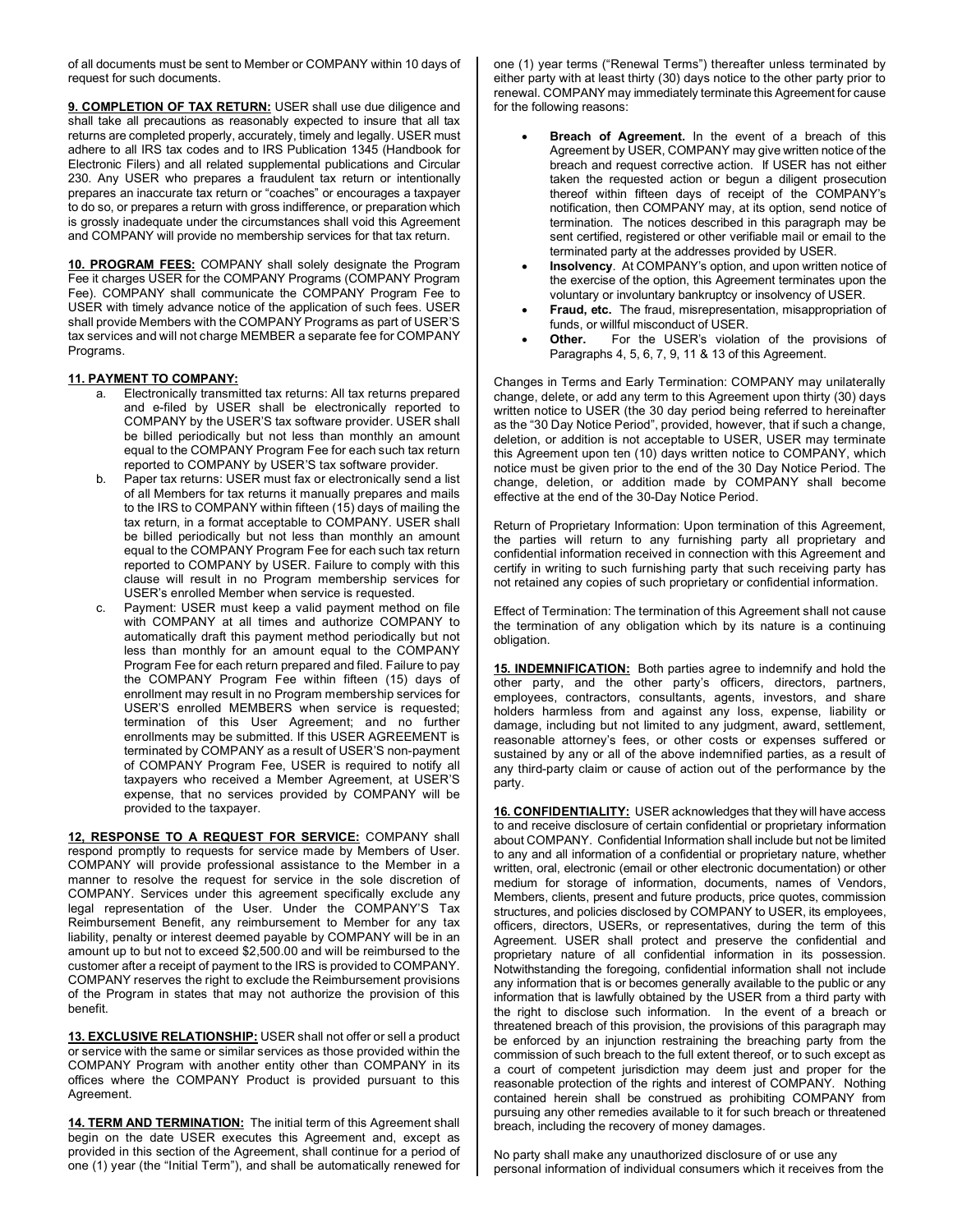of all documents must be sent to Member or COMPANY within 10 days of request for such documents.

**9. COMPLETION OF TAX RETURN:** USER shall use due diligence and shall take all precautions as reasonably expected to insure that all tax returns are completed properly, accurately, timely and legally. USER must adhere to all IRS tax codes and to IRS Publication 1345 (Handbook for Electronic Filers) and all related supplemental publications and Circular 230. Any USER who prepares a fraudulent tax return or intentionally prepares an inaccurate tax return or "coaches" or encourages a taxpayer to do so, or prepares a return with gross indifference, or preparation which is grossly inadequate under the circumstances shall void this Agreement and COMPANY will provide no membership services for that tax return.

**10. PROGRAM FEES:** COMPANY shall solely designate the Program Fee it charges USER for the COMPANY Programs (COMPANY Program Fee). COMPANY shall communicate the COMPANY Program Fee to USER with timely advance notice of the application of such fees. USER shall provide Members with the COMPANY Programs as part of USER'S tax services and will not charge MEMBER a separate fee for COMPANY Programs.

**11. PAYMENT TO COMPANY:**

a. Electronically transmitted tax returns: All tax returns prepared and e-filed by USER shall be electronically reported to COMPANY by the USER'S tax software provider. USER shall be billed periodically but not less than monthly an amount equal to the COMPANY Program Fee for each such tax return reported to COMPANY by USER'S tax software provider.

b. Paper tax returns: USER must fax or electronically send a list of all Members for tax returns it manually prepares and mails to the IRS to COMPANY within fifteen (15) days of mailing the tax return, in a format acceptable to COMPANY. USER shall be billed periodically but not less than monthly an amount equal to the COMPANY Program Fee for each such tax return reported to COMPANY by USER. Failure to comply with this clause will result in no Program membership services for USER's enrolled Member when service is requested.

c. Payment: USER must keep a valid payment method on file with COMPANY at all times and authorize COMPANY to automatically draft this payment method periodically but not less than monthly for an amount equal to the COMPANY Program Fee for each return prepared and filed. Failure to pay the COMPANY Program Fee within fifteen (15) days of enrollment may result in no Program membership services for USER'S enrolled MEMBERS when service is requested; termination of this User Agreement; and no further enrollments may be submitted. If this USER AGREEMENT is terminated by COMPANY as a result of USER'S non-payment of COMPANY Program Fee, USER is required to notify all taxpayers who received a Member Agreement, at USER'S expense, that no services provided by COMPANY will be provided to the taxpayer.

**12, RESPONSE TO A REQUEST FOR SERVICE:** COMPANY shall respond promptly to requests for service made by Members of User. COMPANY will provide professional assistance to the Member in a manner to resolve the request for service in the sole discretion of COMPANY. Services under this agreement specifically exclude any legal representation of the User. Under the COMPANY'S Tax Reimbursement Benefit, any reimbursement to Member for any tax liability, penalty or interest deemed payable by COMPANY will be in an amount up to but not to exceed $2,500.00 and will be reimbursed to the customer after a receipt of payment to the IRS is provided to COMPANY. COMPANY reserves the right to exclude the Reimbursement provisions of the Program in states that may not authorize the provision of this benefit.

**13. EXCLUSIVE RELATIONSHIP:** USER shall not offer or sell a product or service with the same or similar services as those provided within the COMPANY Program with another entity other than COMPANY in its offices where the COMPANY Product is provided pursuant to this Agreement.

**14. TERM AND TERMINATION:** The initial term of this Agreement shall begin on the date USER executes this Agreement and, except as provided in this section of the Agreement, shall continue for a period of one (1) year (the "Initial Term"), and shall be automatically renewed for one (1) year terms ("Renewal Terms") thereafter unless terminated by either party with at least thirty (30) days notice to the other party prior to renewal. COMPANY may immediately terminate this Agreement for cause for the following reasons:

- **Breach of Agreement.** In the event of a breach of this Agreement by USER, COMPANY may give written notice of the breach and request corrective action. If USER has not either taken the requested action or begun a diligent prosecution thereof within fifteen days of receipt of the COMPANY's notification, then COMPANY may, at its option, send notice of termination. The notices described in this paragraph may be sent certified, registered or other verifiable mail or email to the terminated party at the addresses provided by USER.
- **Insolvency**. At COMPANY's option, and upon written notice of the exercise of the option, this Agreement terminates upon the voluntary or involuntary bankruptcy or insolvency of USER.
- **Fraud, etc.** The fraud, misrepresentation, misappropriation of funds, or willful misconduct of USER.
- **Other.** For the USER's violation of the provisions of Paragraphs 4, 5, 6, 7, 9, 11 & 13 of this Agreement.

Changes in Terms and Early Termination: COMPANY may unilaterally change, delete, or add any term to this Agreement upon thirty (30) days written notice to USER (the 30 day period being referred to hereinafter as the "30 Day Notice Period", provided, however, that if such a change, deletion, or addition is not acceptable to USER, USER may terminate this Agreement upon ten (10) days written notice to COMPANY, which notice must be given prior to the end of the 30 Day Notice Period. The change, deletion, or addition made by COMPANY shall become effective at the end of the 30-Day Notice Period.

Return of Proprietary Information: Upon termination of this Agreement, the parties will return to any furnishing party all proprietary and confidential information received in connection with this Agreement and certify in writing to such furnishing party that such receiving party has not retained any copies of such proprietary or confidential information.

Effect of Termination: The termination of this Agreement shall not cause the termination of any obligation which by its nature is a continuing obligation.

**15. INDEMNIFICATION:** Both parties agree to indemnify and hold the other party, and the other party's officers, directors, partners, employees, contractors, consultants, agents, investors, and share holders harmless from and against any loss, expense, liability or damage, including but not limited to any judgment, award, settlement, reasonable attorney's fees, or other costs or expenses suffered or sustained by any or all of the above indemnified parties, as a result of any third-party claim or cause of action out of the performance by the party.

**16. CONFIDENTIALITY:** USER acknowledges that they will have access to and receive disclosure of certain confidential or proprietary information about COMPANY. Confidential Information shall include but not be limited to any and all information of a confidential or proprietary nature, whether written, oral, electronic (email or other electronic documentation) or other medium for storage of information, documents, names of Vendors, Members, clients, present and future products, price quotes, commission structures, and policies disclosed by COMPANY to USER, its employees, officers, directors, USERs, or representatives, during the term of this Agreement. USER shall protect and preserve the confidential and proprietary nature of all confidential information in its possession. Notwithstanding the foregoing, confidential information shall not include any information that is or becomes generally available to the public or any information that is lawfully obtained by the USER from a third party with the right to disclose such information. In the event of a breach or threatened breach of this provision, the provisions of this paragraph may be enforced by an injunction restraining the breaching party from the commission of such breach to the full extent thereof, or to such except as a court of competent jurisdiction may deem just and proper for the reasonable protection of the rights and interest of COMPANY. Nothing contained herein shall be construed as prohibiting COMPANY from pursuing any other remedies available to it for such breach or threatened breach, including the recovery of money damages.

No party shall make any unauthorized disclosure of or use any personal information of individual consumers which it receives from the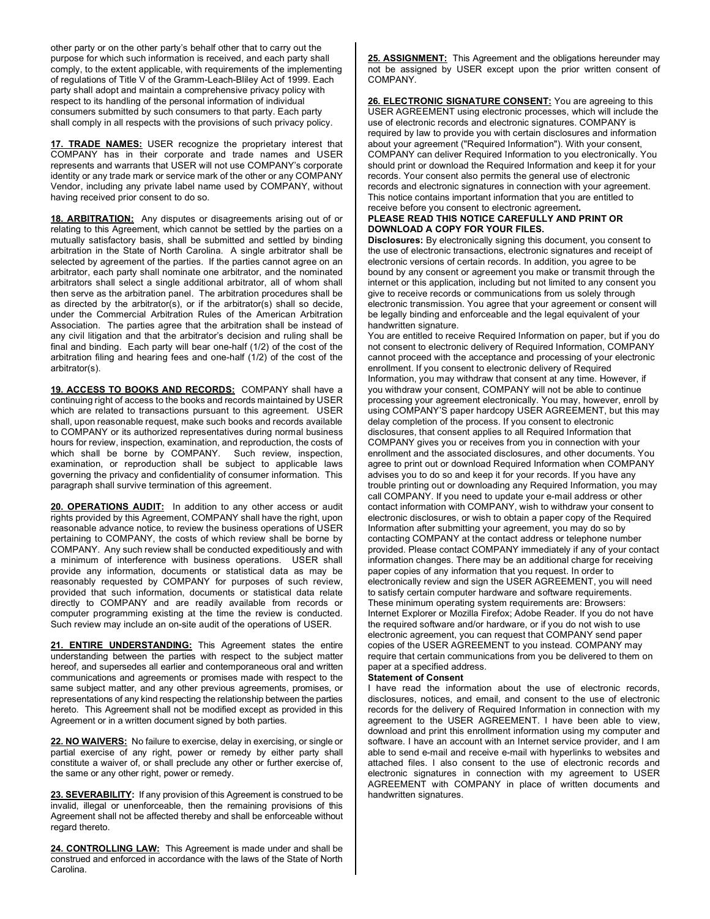other party or on the other party's behalf other that to carry out the purpose for which such information is received, and each party shall comply, to the extent applicable, with requirements of the implementing of regulations of Title V of the Gramm-Leach-Bliley Act of 1999. Each party shall adopt and maintain a comprehensive privacy policy with respect to its handling of the personal information of individual consumers submitted by such consumers to that party. Each party shall comply in all respects with the provisions of such privacy policy.

**17. TRADE NAMES:** USER recognize the proprietary interest that COMPANY has in their corporate and trade names and USER represents and warrants that USER will not use COMPANY's corporate identity or any trade mark or service mark of the other or any COMPANY Vendor, including any private label name used by COMPANY, without having received prior consent to do so.

**18. ARBITRATION:** Any disputes or disagreements arising out of or relating to this Agreement, which cannot be settled by the parties on a mutually satisfactory basis, shall be submitted and settled by binding arbitration in the State of North Carolina. A single arbitrator shall be selected by agreement of the parties. If the parties cannot agree on an arbitrator, each party shall nominate one arbitrator, and the nominated arbitrators shall select a single additional arbitrator, all of whom shall then serve as the arbitration panel. The arbitration procedures shall be as directed by the arbitrator(s), or if the arbitrator(s) shall so decide, under the Commercial Arbitration Rules of the American Arbitration Association. The parties agree that the arbitration shall be instead of any civil litigation and that the arbitrator's decision and ruling shall be final and binding. Each party will bear one-half (1/2) of the cost of the arbitration filing and hearing fees and one-half (1/2) of the cost of the arbitrator(s).

**19. ACCESS TO BOOKS AND RECORDS:** COMPANY shall have a continuing right of access to the books and records maintained by USER which are related to transactions pursuant to this agreement. USER shall, upon reasonable request, make such books and records available to COMPANY or its authorized representatives during normal business hours for review, inspection, examination, and reproduction, the costs of which shall be borne by COMPANY. Such review, inspection, examination, or reproduction shall be subject to applicable laws governing the privacy and confidentiality of consumer information. This paragraph shall survive termination of this agreement.

**20. OPERATIONS AUDIT:** In addition to any other access or audit rights provided by this Agreement, COMPANY shall have the right, upon reasonable advance notice, to review the business operations of USER pertaining to COMPANY, the costs of which review shall be borne by COMPANY. Any such review shall be conducted expeditiously and with a minimum of interference with business operations. USER shall provide any information, documents or statistical data as may be reasonably requested by COMPANY for purposes of such review, provided that such information, documents or statistical data relate directly to COMPANY and are readily available from records or computer programming existing at the time the review is conducted. Such review may include an on-site audit of the operations of USER.

**21. ENTIRE UNDERSTANDING:** This Agreement states the entire understanding between the parties with respect to the subject matter hereof, and supersedes all earlier and contemporaneous oral and written communications and agreements or promises made with respect to the same subject matter, and any other previous agreements, promises, or representations of any kind respecting the relationship between the parties hereto. This Agreement shall not be modified except as provided in this Agreement or in a written document signed by both parties.

**22. NO WAIVERS:** No failure to exercise, delay in exercising, or single or partial exercise of any right, power or remedy by either party shall constitute a waiver of, or shall preclude any other or further exercise of, the same or any other right, power or remedy.

**23. SEVERABILITY:** If any provision of this Agreement is construed to be invalid, illegal or unenforceable, then the remaining provisions of this Agreement shall not be affected thereby and shall be enforceable without regard thereto.

**24. CONTROLLING LAW:** This Agreement is made under and shall be construed and enforced in accordance with the laws of the State of North Carolina.

**25. ASSIGNMENT:** This Agreement and the obligations hereunder may not be assigned by USER except upon the prior written consent of COMPANY.

**26. ELECTRONIC SIGNATURE CONSENT:** You are agreeing to this USER AGREEMENT using electronic processes, which will include the use of electronic records and electronic signatures. COMPANY is required by law to provide you with certain disclosures and information about your agreement ("Required Information"). With your consent, COMPANY can deliver Required Information to you electronically. You should print or download the Required Information and keep it for your records. Your consent also permits the general use of electronic records and electronic signatures in connection with your agreement. This notice contains important information that you are entitled to receive before you consent to electronic agreement.

**PLEASE READ THIS NOTICE CAREFULLY AND PRINT OR DOWNLOAD A COPY FOR YOUR FILES.**

**Disclosures:** By electronically signing this document, you consent to the use of electronic transactions, electronic signatures and receipt of electronic versions of certain records. In addition, you agree to be bound by any consent or agreement you make or transmit through the internet or this application, including but not limited to any consent you give to receive records or communications from us solely through electronic transmission. You agree that your agreement or consent will be legally binding and enforceable and the legal equivalent of your handwritten signature.

You are entitled to receive Required Information on paper, but if you do not consent to electronic delivery of Required Information, COMPANY cannot proceed with the acceptance and processing of your electronic enrollment. If you consent to electronic delivery of Required Information, you may withdraw that consent at any time. However, if you withdraw your consent, COMPANY will not be able to continue processing your agreement electronically. You may, however, enroll by using COMPANY'S paper hardcopy USER AGREEMENT, but this may delay completion of the process. If you consent to electronic disclosures, that consent applies to all Required Information that COMPANY gives you or receives from you in connection with your enrollment and the associated disclosures, and other documents. You agree to print out or download Required Information when COMPANY advises you to do so and keep it for your records. If you have any trouble printing out or downloading any Required Information, you may call COMPANY. If you need to update your e-mail address or other contact information with COMPANY, wish to withdraw your consent to electronic disclosures, or wish to obtain a paper copy of the Required Information after submitting your agreement, you may do so by contacting COMPANY at the contact address or telephone number provided. Please contact COMPANY immediately if any of your contact information changes. There may be an additional charge for receiving paper copies of any information that you request. In order to electronically review and sign the USER AGREEMENT, you will need to satisfy certain computer hardware and software requirements. These minimum operating system requirements are: Browsers: Internet Explorer or Mozilla Firefox; Adobe Reader. If you do not have the required software and/or hardware, or if you do not wish to use electronic agreement, you can request that COMPANY send paper copies of the USER AGREEMENT to you instead. COMPANY may require that certain communications from you be delivered to them on paper at a specified address.

**Statement of Consent**

I have read the information about the use of electronic records, disclosures, notices, and email, and consent to the use of electronic records for the delivery of Required Information in connection with my agreement to the USER AGREEMENT. I have been able to view, download and print this enrollment information using my computer and software. I have an account with an Internet service provider, and I am able to send e-mail and receive e-mail with hyperlinks to websites and attached files. I also consent to the use of electronic records and electronic signatures in connection with my agreement to USER AGREEMENT with COMPANY in place of written documents and handwritten signatures.